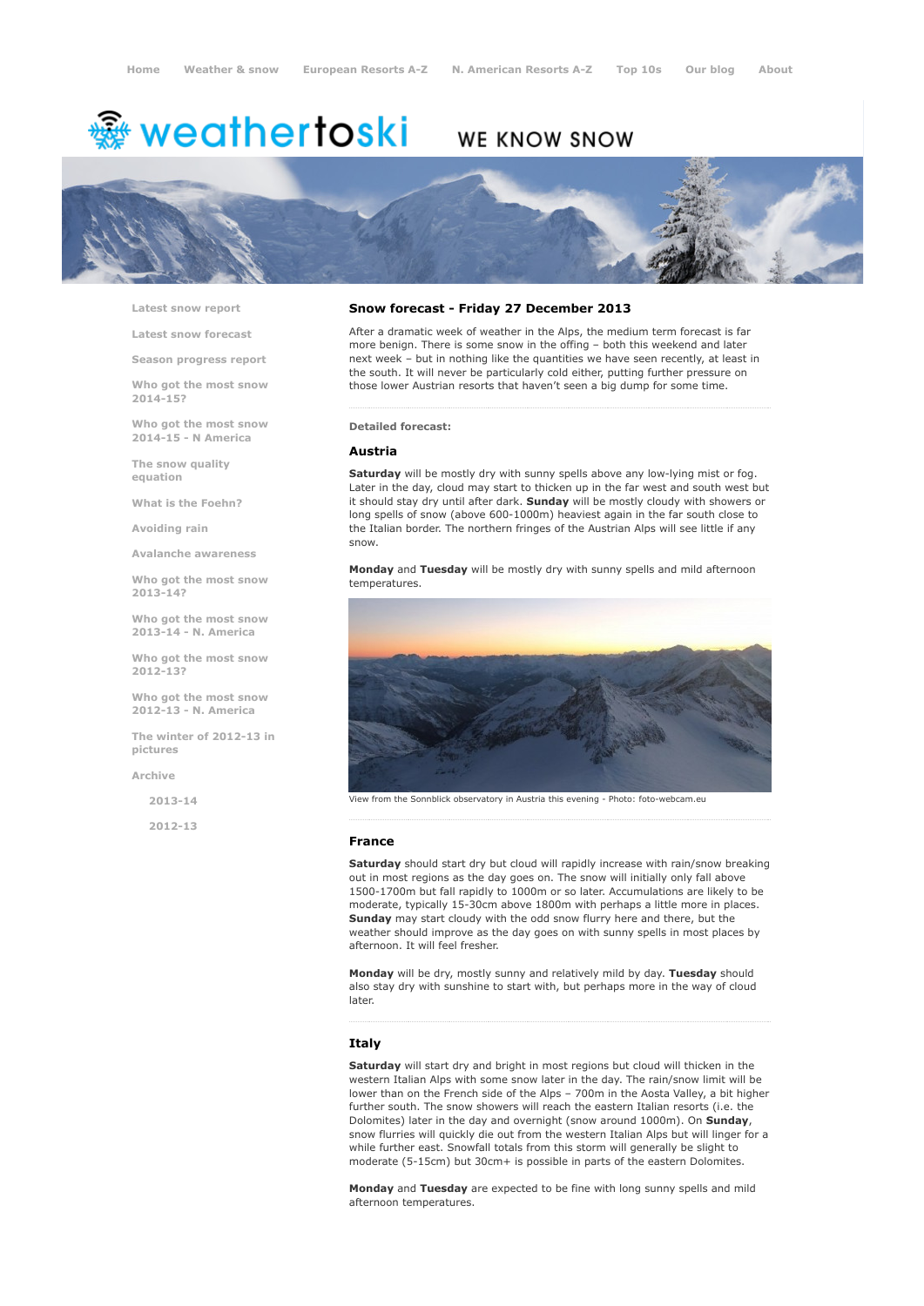Home Weather & snow European Resorts A-Z N. American Resorts A-Z Top 10s Our blog About

weathertoski WE KNOW SNOW

- Latest snow report
- Latest snow forecast
- Season progress report
- Who got the most snow 2014-15?
- Who got the most snow 2014-15 - N America
- The snow quality equation
- What is the Foehn?
- Avoiding rain
- Avalanche awareness
- Who got the most snow 2013-14?
- Who got the most snow 2013-14 - N. America
- Who got the most snow 2012-13?
- Who got the most snow 2012-13 - N. America
- The winter of 2012-13 in pictures
- Archive
  - 2013-14
  - 2012-13

## Snow forecast - Friday 27 December 2013

After a dramatic week of weather in the Alps, the medium term forecast is far more benign. There is some snow in the offing – both this weekend and later next week – but in nothing like the quantities we have seen recently, at least in the south. It will never be particularly cold either, putting further pressure on those lower Austrian resorts that haven't seen a big dump for some time.

**Detailed forecast:**

### Austria

**Saturday** will be mostly dry with sunny spells above any low-lying mist or fog. Later in the day, cloud may start to thicken up in the far west and south west but it should stay dry until after dark. **Sunday** will be mostly cloudy with showers or long spells of snow (above 600-1000m) heaviest again in the far south close to the Italian border. The northern fringes of the Austrian Alps will see little if any snow.

**Monday** and **Tuesday** will be mostly dry with sunny spells and mild afternoon temperatures.

View from the Sonnblick observatory in Austria this evening - Photo: foto-webcam.eu

### France

**Saturday** should start dry but cloud will rapidly increase with rain/snow breaking out in most regions as the day goes on. The snow will initially only fall above 1500-1700m but fall rapidly to 1000m or so later. Accumulations are likely to be moderate, typically 15-30cm above 1800m with perhaps a little more in places. **Sunday** may start cloudy with the odd snow flurry here and there, but the weather should improve as the day goes on with sunny spells in most places by afternoon. It will feel fresher.

**Monday** will be dry, mostly sunny and relatively mild by day. **Tuesday** should also stay dry with sunshine to start with, but perhaps more in the way of cloud later.

### Italy

**Saturday** will start dry and bright in most regions but cloud will thicken in the western Italian Alps with some snow later in the day. The rain/snow limit will be lower than on the French side of the Alps – 700m in the Aosta Valley, a bit higher further south. The snow showers will reach the eastern Italian resorts (i.e. the Dolomites) later in the day and overnight (snow around 1000m). On **Sunday**, snow flurries will quickly die out from the western Italian Alps but will linger for a while further east. Snowfall totals from this storm will generally be slight to moderate (5-15cm) but 30cm+ is possible in parts of the eastern Dolomites.

**Monday** and **Tuesday** are expected to be fine with long sunny spells and mild afternoon temperatures.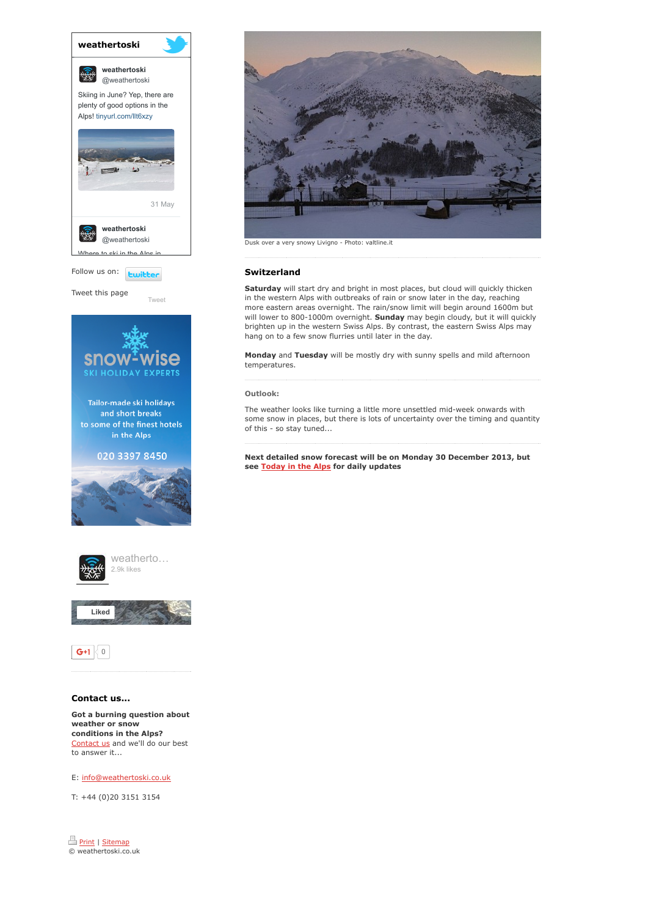Dusk over a very snowy Livigno - Photo: valtline.it

## Switzerland

**Saturday** will start dry and bright in most places, but cloud will quickly thicken in the western Alps with outbreaks of rain or snow later in the day, reaching more eastern areas overnight. The rain/snow limit will begin around 1600m but will lower to 800-1000m overnight. **Sunday** may begin cloudy, but it will quickly brighten up in the western Swiss Alps. By contrast, the eastern Swiss Alps may hang on to a few snow flurries until later in the day.

**Monday** and **Tuesday** will be mostly dry with sunny spells and mild afternoon temperatures.

**Outlook:**

The weather looks like turning a little more unsettled mid-week onwards with some snow in places, but there is lots of uncertainty over the timing and quantity of this - so stay tuned...

**Next detailed snow forecast will be on Monday 30 December 2013, but see Today in the Alps for daily updates**

weathertoski

weathertoski
@weathertoski

Skiing in June? Yep, there are plenty of good options in the Alps! tinyurl.com/llt6xzy

31 May

weathertoski
@weathertoski

Where to ski in the Alps in

Follow us on: twitter

Tweet this page

Tweet

snow-wise
SKI HOLIDAY EXPERTS

Tailor-made ski holidays and short breaks to some of the finest hotels in the Alps

020 3397 8450

weatherto...
2.9k likes

Liked

G+1 0

### Contact us...

**Got a burning question about weather or snow conditions in the Alps?**
Contact us and we'll do our best to answer it...

E: info@weathertoski.co.uk

T: +44 (0)20 3151 3154

Print | Sitemap
© weathertoski.co.uk